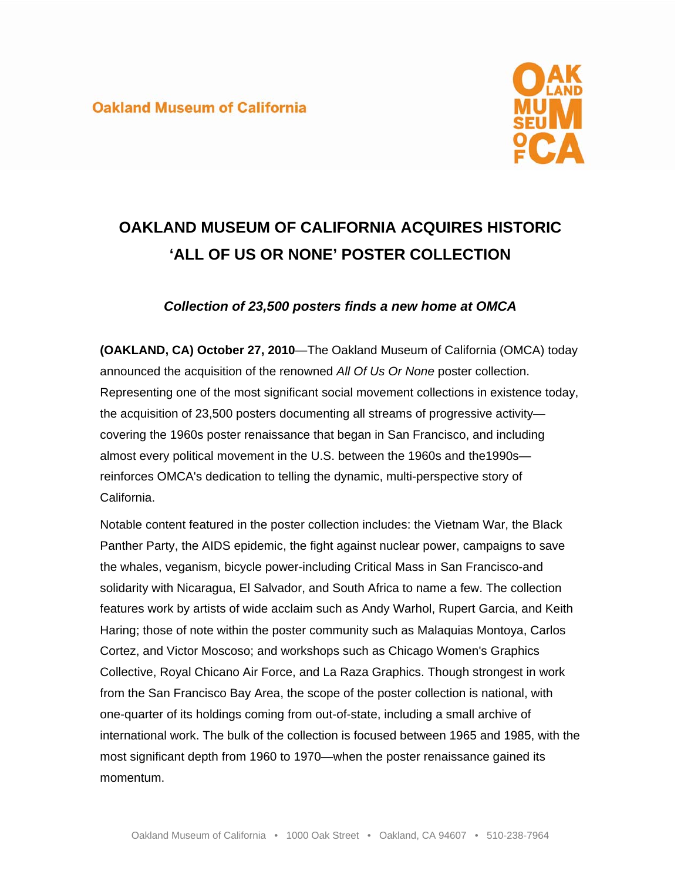Oakland Museum of California

# OAKLAND MUSEUM OF CALIFORNIA ACQUIRES HISTORIC 'ALL OF US OR NONE' POSTER COLLECTION

### *Collection of 23,500 posters finds a new home at OMCA*

**(OAKLAND, CA) October 27, 2010**—The Oakland Museum of California (OMCA) today announced the acquisition of the renowned *All Of Us Or None* poster collection. Representing one of the most significant social movement collections in existence today, the acquisition of 23,500 posters documenting all streams of progressive activity—covering the 1960s poster renaissance that began in San Francisco, and including almost every political movement in the U.S. between the 1960s and the1990s—reinforces OMCA's dedication to telling the dynamic, multi-perspective story of California.

Notable content featured in the poster collection includes: the Vietnam War, the Black Panther Party, the AIDS epidemic, the fight against nuclear power, campaigns to save the whales, veganism, bicycle power-including Critical Mass in San Francisco-and solidarity with Nicaragua, El Salvador, and South Africa to name a few. The collection features work by artists of wide acclaim such as Andy Warhol, Rupert Garcia, and Keith Haring; those of note within the poster community such as Malaquias Montoya, Carlos Cortez, and Victor Moscoso; and workshops such as Chicago Women's Graphics Collective, Royal Chicano Air Force, and La Raza Graphics. Though strongest in work from the San Francisco Bay Area, the scope of the poster collection is national, with one-quarter of its holdings coming from out-of-state, including a small archive of international work. The bulk of the collection is focused between 1965 and 1985, with the most significant depth from 1960 to 1970—when the poster renaissance gained its momentum.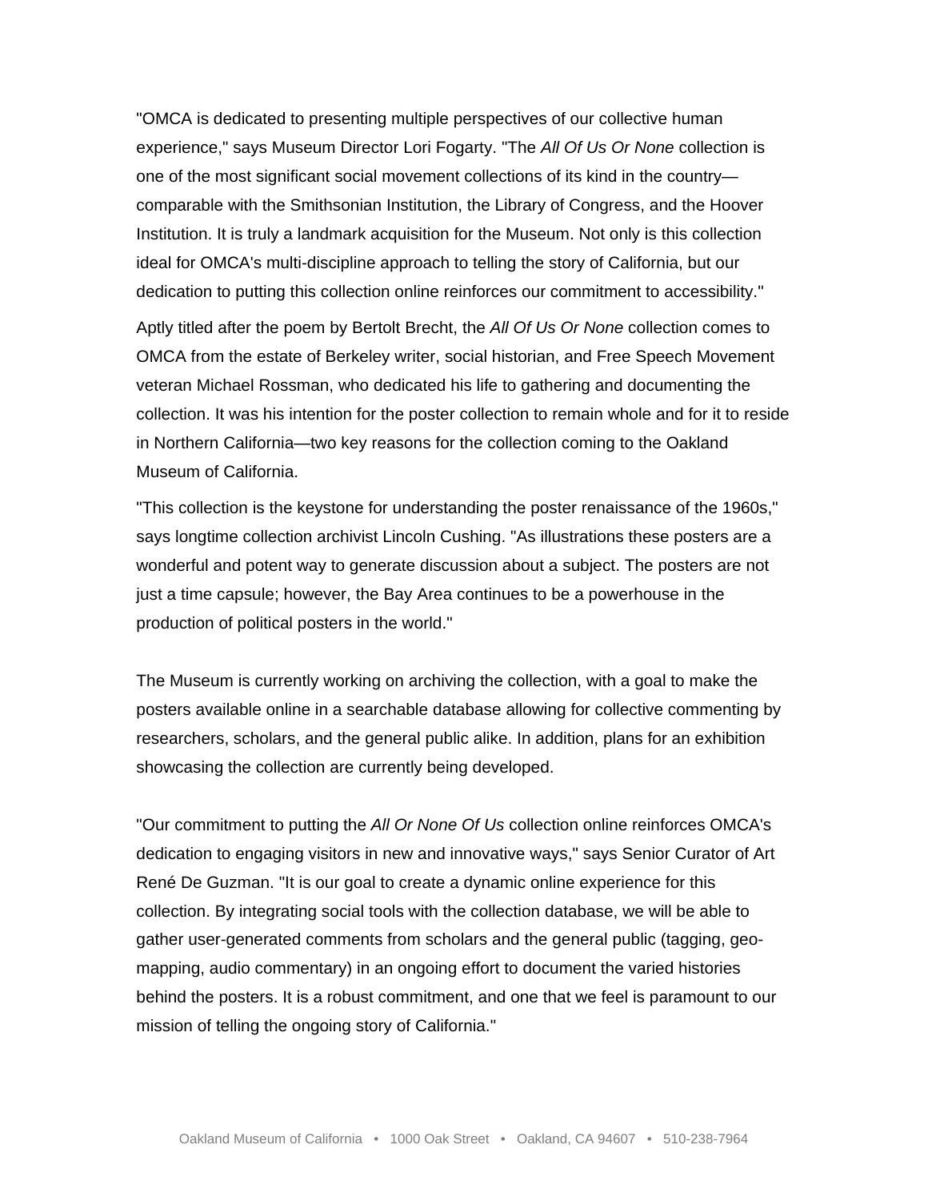"OMCA is dedicated to presenting multiple perspectives of our collective human experience," says Museum Director Lori Fogarty. "The *All Of Us Or None* collection is one of the most significant social movement collections of its kind in the country—comparable with the Smithsonian Institution, the Library of Congress, and the Hoover Institution. It is truly a landmark acquisition for the Museum. Not only is this collection ideal for OMCA's multi-discipline approach to telling the story of California, but our dedication to putting this collection online reinforces our commitment to accessibility."

Aptly titled after the poem by Bertolt Brecht, the *All Of Us Or None* collection comes to OMCA from the estate of Berkeley writer, social historian, and Free Speech Movement veteran Michael Rossman, who dedicated his life to gathering and documenting the collection. It was his intention for the poster collection to remain whole and for it to reside in Northern California—two key reasons for the collection coming to the Oakland Museum of California.

"This collection is the keystone for understanding the poster renaissance of the 1960s," says longtime collection archivist Lincoln Cushing. "As illustrations these posters are a wonderful and potent way to generate discussion about a subject. The posters are not just a time capsule; however, the Bay Area continues to be a powerhouse in the production of political posters in the world."

The Museum is currently working on archiving the collection, with a goal to make the posters available online in a searchable database allowing for collective commenting by researchers, scholars, and the general public alike. In addition, plans for an exhibition showcasing the collection are currently being developed.

"Our commitment to putting the *All Or None Of Us* collection online reinforces OMCA's dedication to engaging visitors in new and innovative ways," says Senior Curator of Art René De Guzman. "It is our goal to create a dynamic online experience for this collection. By integrating social tools with the collection database, we will be able to gather user-generated comments from scholars and the general public (tagging, geo-mapping, audio commentary) in an ongoing effort to document the varied histories behind the posters. It is a robust commitment, and one that we feel is paramount to our mission of telling the ongoing story of California."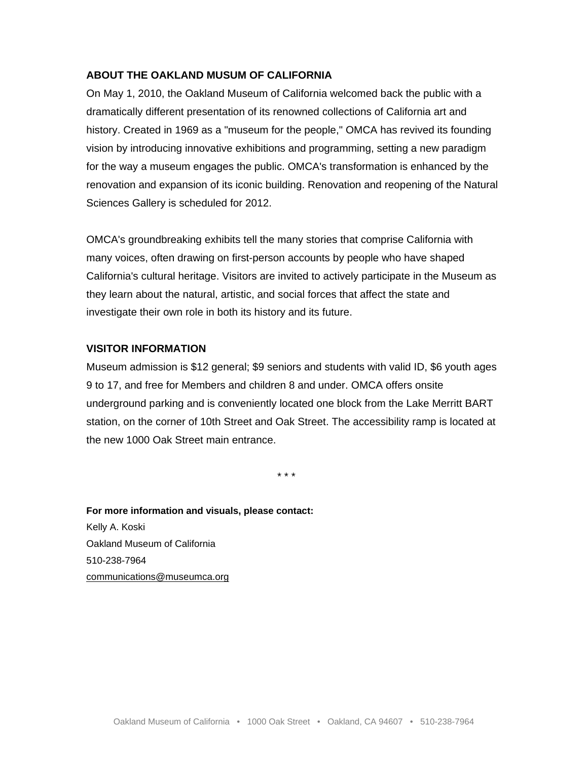## ABOUT THE OAKLAND MUSUM OF CALIFORNIA

On May 1, 2010, the Oakland Museum of California welcomed back the public with a dramatically different presentation of its renowned collections of California art and history. Created in 1969 as a "museum for the people," OMCA has revived its founding vision by introducing innovative exhibitions and programming, setting a new paradigm for the way a museum engages the public. OMCA's transformation is enhanced by the renovation and expansion of its iconic building. Renovation and reopening of the Natural Sciences Gallery is scheduled for 2012.

OMCA's groundbreaking exhibits tell the many stories that comprise California with many voices, often drawing on first-person accounts by people who have shaped California's cultural heritage. Visitors are invited to actively participate in the Museum as they learn about the natural, artistic, and social forces that affect the state and investigate their own role in both its history and its future.

## VISITOR INFORMATION

Museum admission is $12 general; $9 seniors and students with valid ID, $6 youth ages 9 to 17, and free for Members and children 8 and under. OMCA offers onsite underground parking and is conveniently located one block from the Lake Merritt BART station, on the corner of 10th Street and Oak Street. The accessibility ramp is located at the new 1000 Oak Street main entrance.

\* \* \*

**For more information and visuals, please contact:**
Kelly A. Koski
Oakland Museum of California
510-238-7964
communications@museumca.org